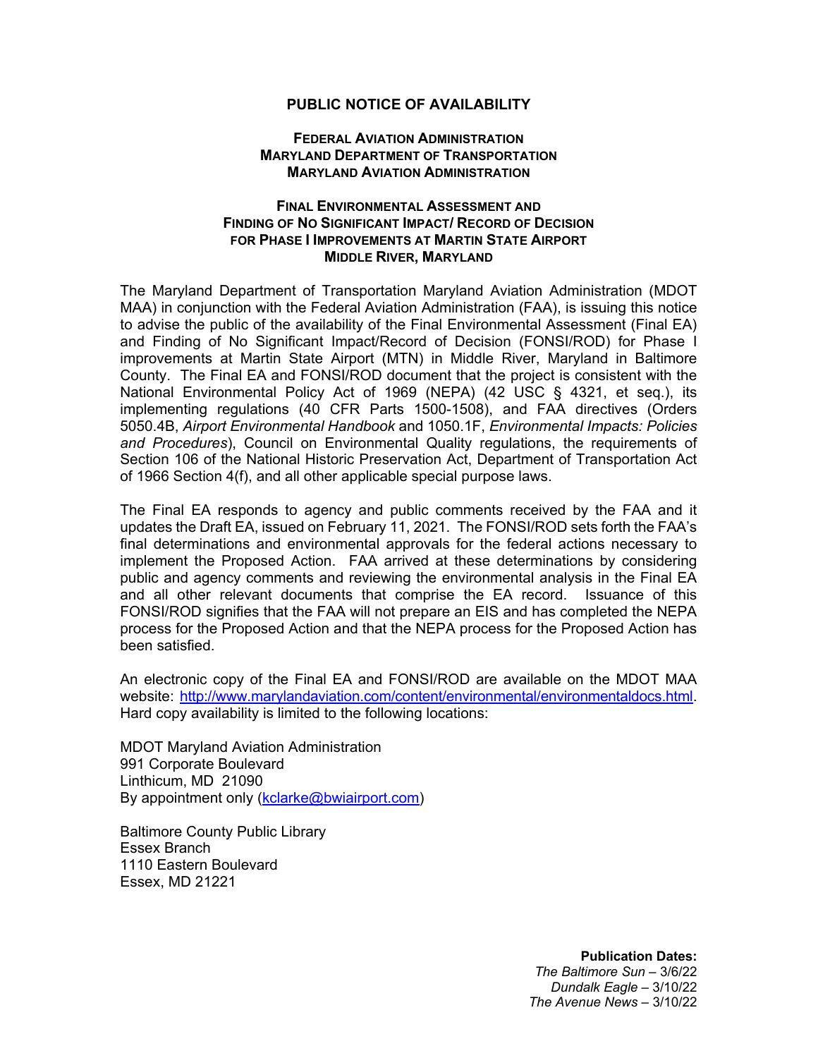# PUBLIC NOTICE OF AVAILABILITY

## FEDERAL AVIATION ADMINISTRATION
## MARYLAND DEPARTMENT OF TRANSPORTATION
## MARYLAND AVIATION ADMINISTRATION

### FINAL ENVIRONMENTAL ASSESSMENT AND FINDING OF NO SIGNIFICANT IMPACT/ RECORD OF DECISION FOR PHASE I IMPROVEMENTS AT MARTIN STATE AIRPORT MIDDLE RIVER, MARYLAND

The Maryland Department of Transportation Maryland Aviation Administration (MDOT MAA) in conjunction with the Federal Aviation Administration (FAA), is issuing this notice to advise the public of the availability of the Final Environmental Assessment (Final EA) and Finding of No Significant Impact/Record of Decision (FONSI/ROD) for Phase I improvements at Martin State Airport (MTN) in Middle River, Maryland in Baltimore County. The Final EA and FONSI/ROD document that the project is consistent with the National Environmental Policy Act of 1969 (NEPA) (42 USC § 4321, et seq.), its implementing regulations (40 CFR Parts 1500-1508), and FAA directives (Orders 5050.4B, *Airport Environmental Handbook* and 1050.1F, *Environmental Impacts: Policies and Procedures*), Council on Environmental Quality regulations, the requirements of Section 106 of the National Historic Preservation Act, Department of Transportation Act of 1966 Section 4(f), and all other applicable special purpose laws.

The Final EA responds to agency and public comments received by the FAA and it updates the Draft EA, issued on February 11, 2021. The FONSI/ROD sets forth the FAA's final determinations and environmental approvals for the federal actions necessary to implement the Proposed Action. FAA arrived at these determinations by considering public and agency comments and reviewing the environmental analysis in the Final EA and all other relevant documents that comprise the EA record. Issuance of this FONSI/ROD signifies that the FAA will not prepare an EIS and has completed the NEPA process for the Proposed Action and that the NEPA process for the Proposed Action has been satisfied.

An electronic copy of the Final EA and FONSI/ROD are available on the MDOT MAA website: [http://www.marylandaviation.com/content/environmental/environmentaldocs.html](http://www.marylandaviation.com/content/environmental/environmentaldocs.html). Hard copy availability is limited to the following locations:

MDOT Maryland Aviation Administration
991 Corporate Boulevard
Linthicum, MD 21090
By appointment only ([kclarke@bwiairport.com](mailto:kclarke@bwiairport.com))

Baltimore County Public Library
Essex Branch
1110 Eastern Boulevard
Essex, MD 21221

**Publication Dates:**
*The Baltimore Sun* – 3/6/22
*Dundalk Eagle* – 3/10/22
*The Avenue News* – 3/10/22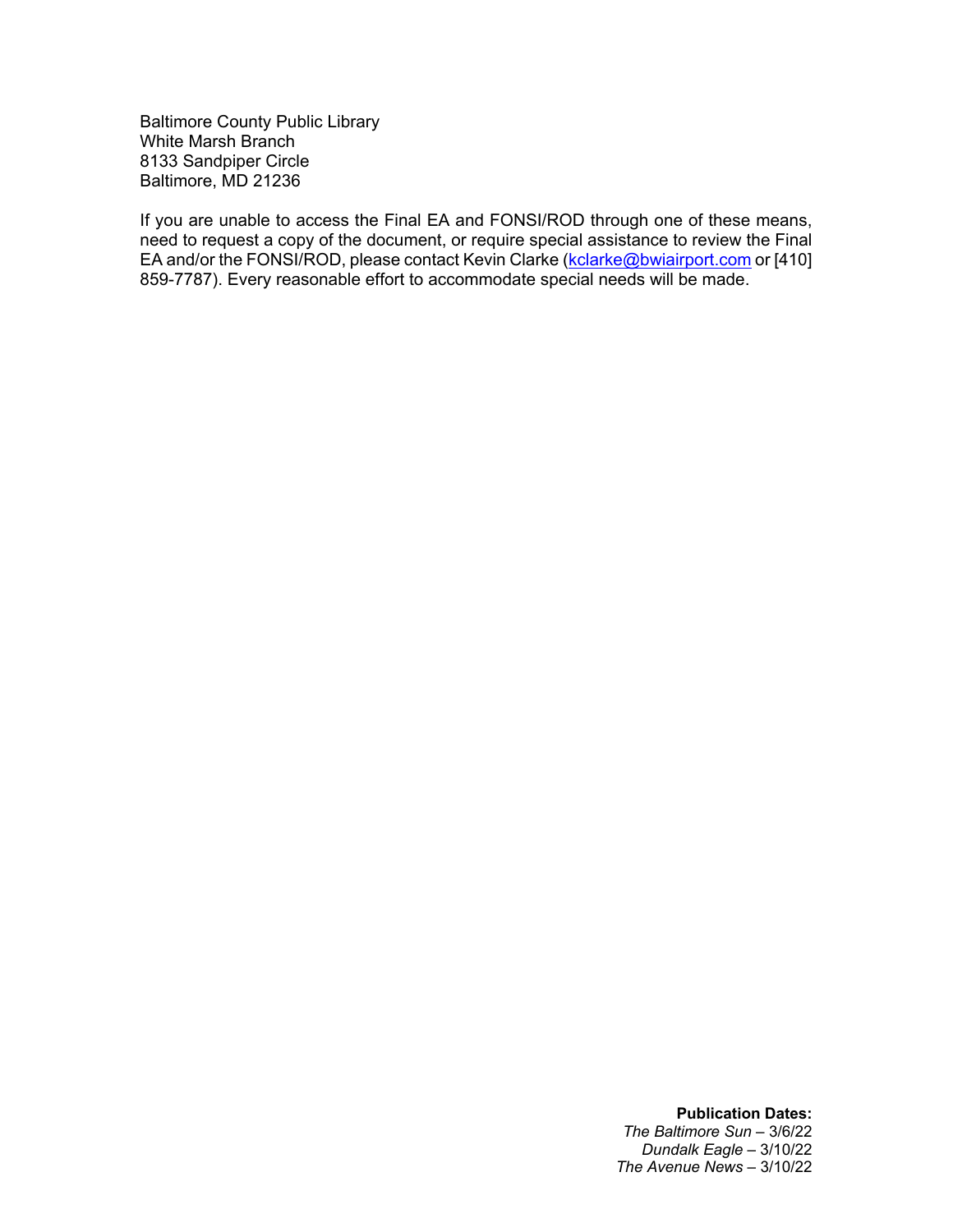Baltimore County Public Library
White Marsh Branch
8133 Sandpiper Circle
Baltimore, MD 21236

If you are unable to access the Final EA and FONSI/ROD through one of these means, need to request a copy of the document, or require special assistance to review the Final EA and/or the FONSI/ROD, please contact Kevin Clarke (kclarke@bwiairport.com or [410] 859-7787). Every reasonable effort to accommodate special needs will be made.

**Publication Dates:**
*The Baltimore Sun* – 3/6/22
*Dundalk Eagle* – 3/10/22
*The Avenue News* – 3/10/22